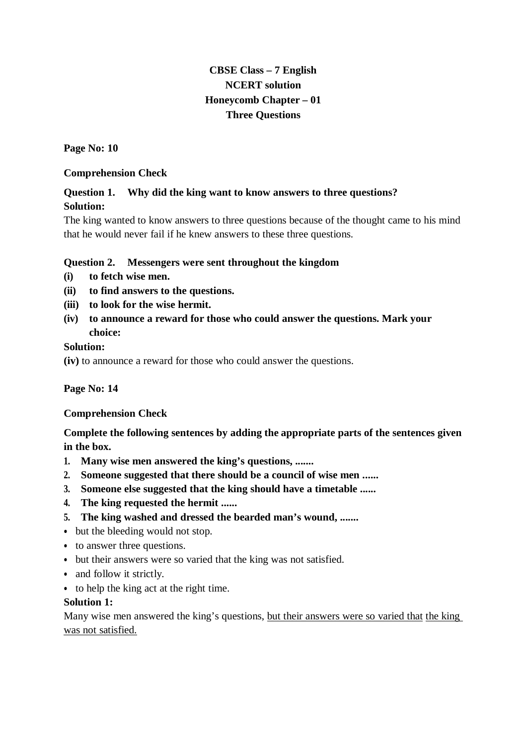**CBSE Class – 7 English**
**NCERT solution**
**Honeycomb Chapter – 01**
**Three Questions**

**Page No: 10**

**Comprehension Check**

**Question 1. Why did the king want to know answers to three questions?**
**Solution:**
The king wanted to know answers to three questions because of the thought came to his mind that he would never fail if he knew answers to these three questions.

**Question 2. Messengers were sent throughout the kingdom**
**(i) to fetch wise men.**
**(ii) to find answers to the questions.**
**(iii) to look for the wise hermit.**
**(iv) to announce a reward for those who could answer the questions. Mark your choice:**
**Solution:**
**(iv)** to announce a reward for those who could answer the questions.

**Page No: 14**

**Comprehension Check**

**Complete the following sentences by adding the appropriate parts of the sentences given in the box.**

1. **Many wise men answered the king's questions, .......**
2. **Someone suggested that there should be a council of wise men ......**
3. **Someone else suggested that the king should have a timetable ......**
4. **The king requested the hermit ......**
5. **The king washed and dressed the bearded man's wound, .......**

- but the bleeding would not stop.
- to answer three questions.
- but their answers were so varied that the king was not satisfied.
- and follow it strictly.
- to help the king act at the right time.

**Solution 1:**
Many wise men answered the king's questions, <u>but their answers were so varied that</u> <u>the king was not satisfied.</u>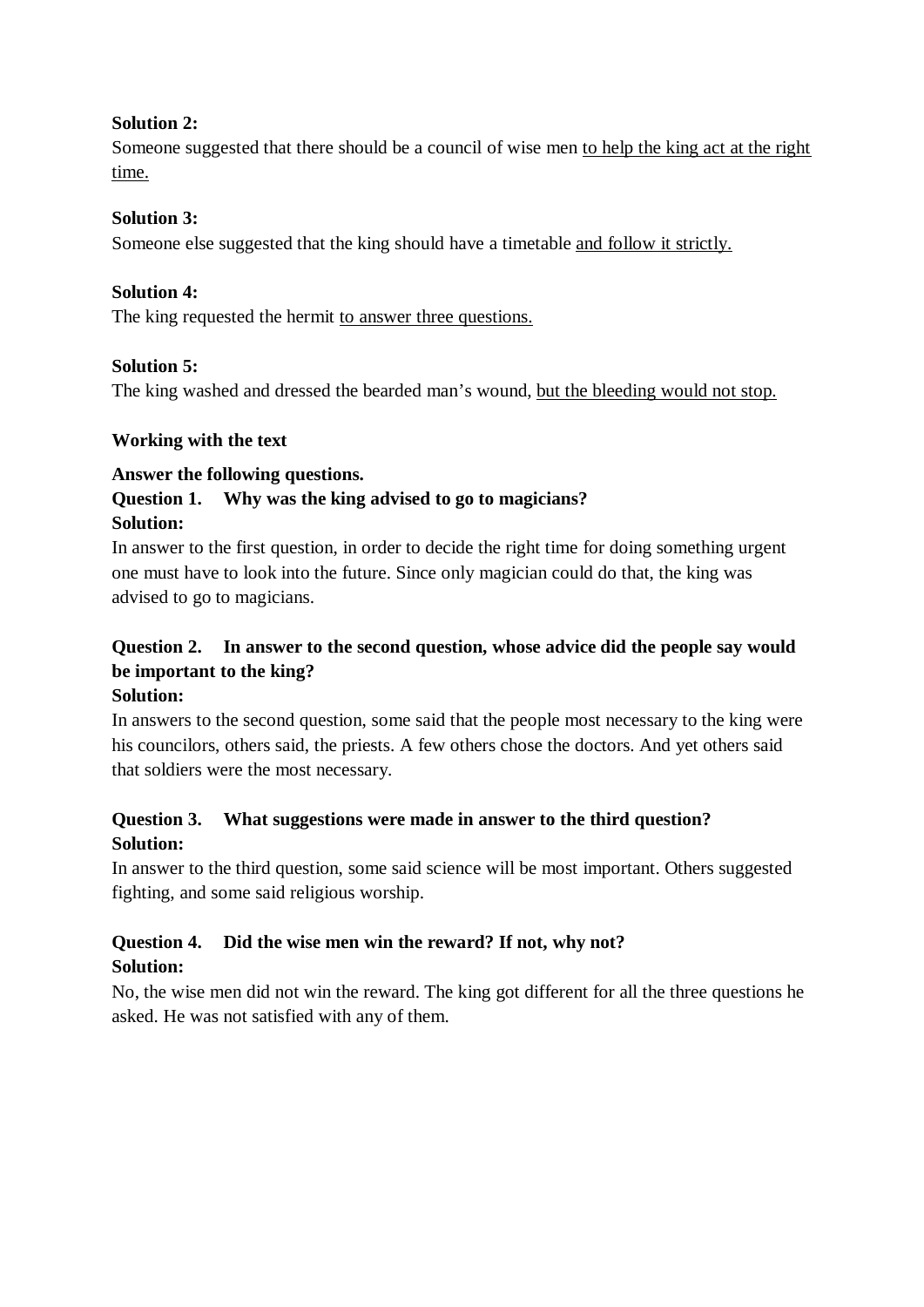**Solution 2:**
Someone suggested that there should be a council of wise men <u>to help the king act at the right time.</u>

**Solution 3:**
Someone else suggested that the king should have a timetable <u>and follow it strictly.</u>

**Solution 4:**
The king requested the hermit <u>to answer three questions.</u>

**Solution 5:**
The king washed and dressed the bearded man's wound, <u>but the bleeding would not stop.</u>

**Working with the text**

**Answer the following questions.**

**Question 1. Why was the king advised to go to magicians?**

**Solution:**
In answer to the first question, in order to decide the right time for doing something urgent one must have to look into the future. Since only magician could do that, the king was advised to go to magicians.

**Question 2. In answer to the second question, whose advice did the people say would be important to the king?**

**Solution:**
In answers to the second question, some said that the people most necessary to the king were his councilors, others said, the priests. A few others chose the doctors. And yet others said that soldiers were the most necessary.

**Question 3. What suggestions were made in answer to the third question?**

**Solution:**
In answer to the third question, some said science will be most important. Others suggested fighting, and some said religious worship.

**Question 4. Did the wise men win the reward? If not, why not?**

**Solution:**
No, the wise men did not win the reward. The king got different for all the three questions he asked. He was not satisfied with any of them.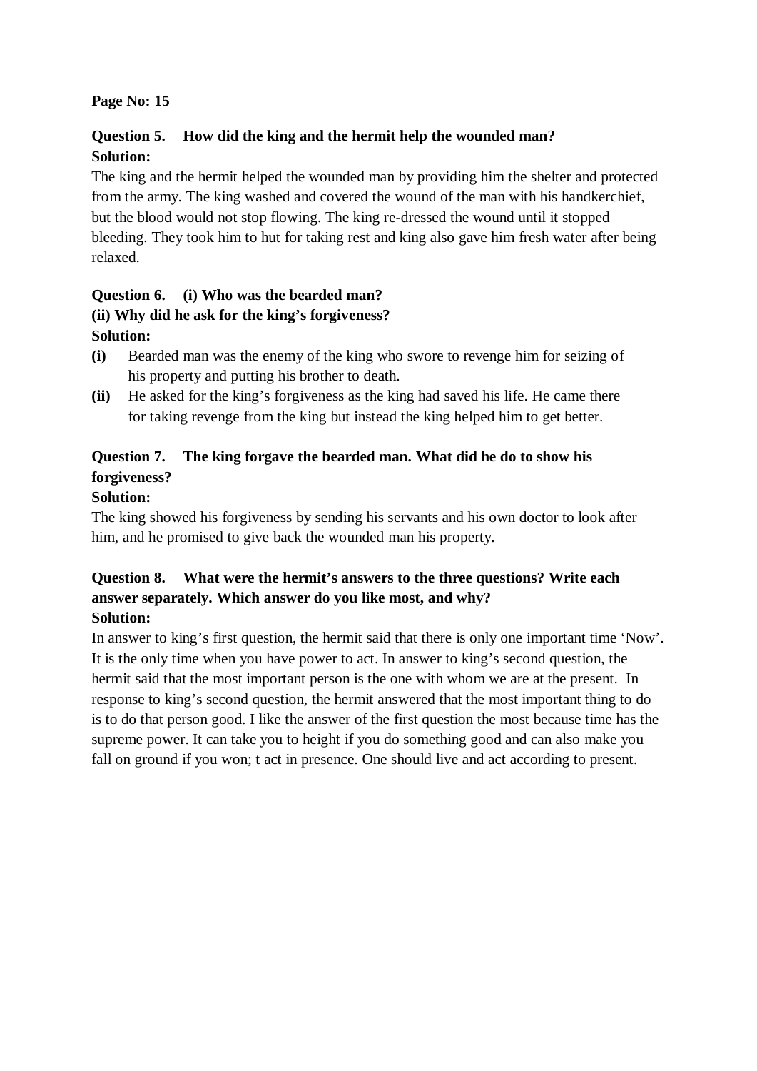**Page No: 15**

**Question 5. How did the king and the hermit help the wounded man?**
**Solution:**
The king and the hermit helped the wounded man by providing him the shelter and protected from the army. The king washed and covered the wound of the man with his handkerchief, but the blood would not stop flowing. The king re-dressed the wound until it stopped bleeding. They took him to hut for taking rest and king also gave him fresh water after being relaxed.

**Question 6. (i) Who was the bearded man?**
**(ii) Why did he ask for the king's forgiveness?**
**Solution:**

**(i)** Bearded man was the enemy of the king who swore to revenge him for seizing of his property and putting his brother to death.

**(ii)** He asked for the king's forgiveness as the king had saved his life. He came there for taking revenge from the king but instead the king helped him to get better.

**Question 7. The king forgave the bearded man. What did he do to show his forgiveness?**
**Solution:**
The king showed his forgiveness by sending his servants and his own doctor to look after him, and he promised to give back the wounded man his property.

**Question 8. What were the hermit's answers to the three questions? Write each answer separately. Which answer do you like most, and why?**
**Solution:**
In answer to king's first question, the hermit said that there is only one important time 'Now'. It is the only time when you have power to act. In answer to king's second question, the hermit said that the most important person is the one with whom we are at the present. In response to king's second question, the hermit answered that the most important thing to do is to do that person good. I like the answer of the first question the most because time has the supreme power. It can take you to height if you do something good and can also make you fall on ground if you won; t act in presence. One should live and act according to present.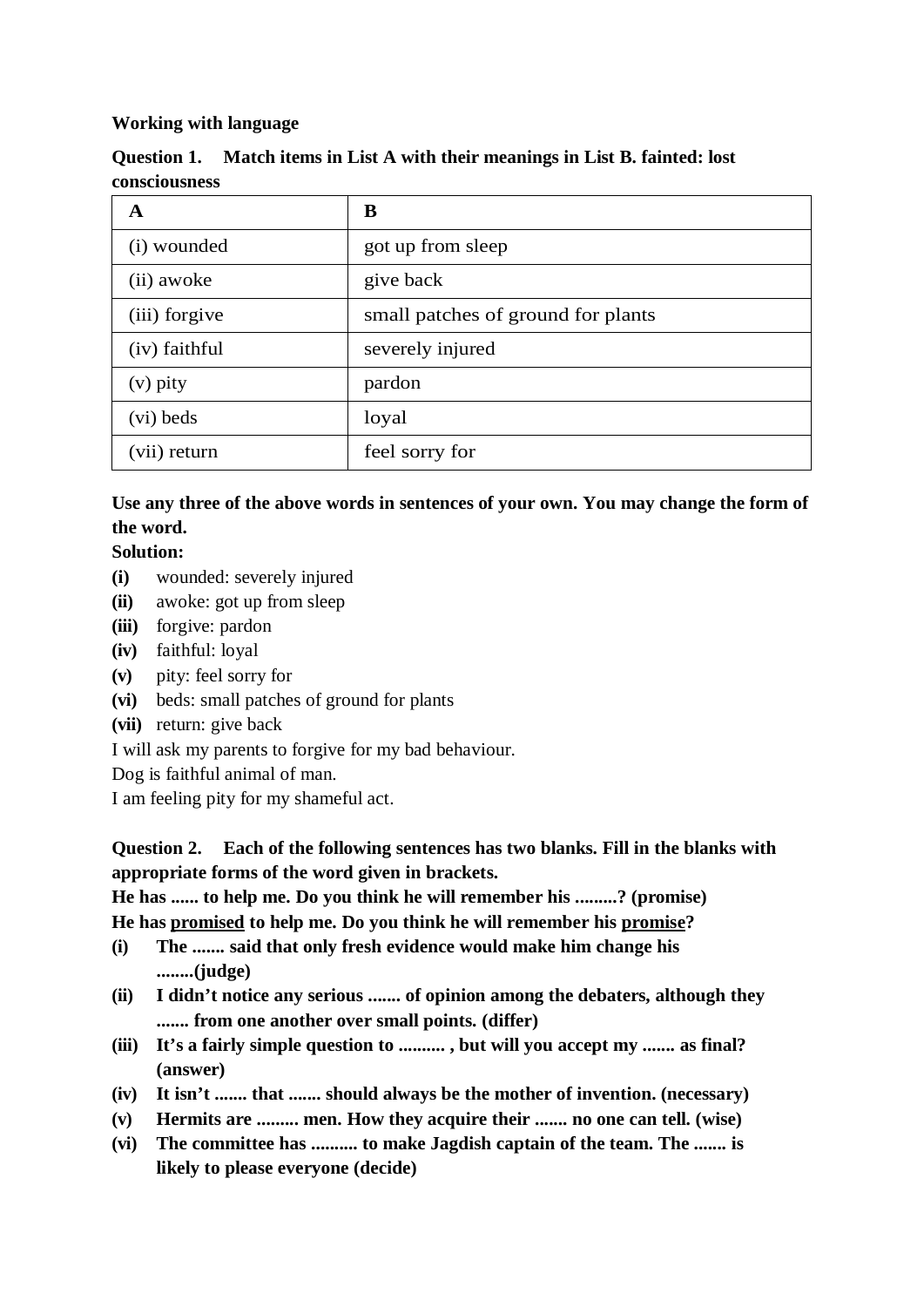**Working with language**

**Question 1. Match items in List A with their meanings in List B. fainted: lost consciousness**

| A | B |
|---|---|
| (i) wounded | got up from sleep |
| (ii) awoke | give back |
| (iii) forgive | small patches of ground for plants |
| (iv) faithful | severely injured |
| (v) pity | pardon |
| (vi) beds | loyal |
| (vii) return | feel sorry for |

**Use any three of the above words in sentences of your own. You may change the form of the word.**

**Solution:**

**(i)** wounded: severely injured
**(ii)** awoke: got up from sleep
**(iii)** forgive: pardon
**(iv)** faithful: loyal
**(v)** pity: feel sorry for
**(vi)** beds: small patches of ground for plants
**(vii)** return: give back

I will ask my parents to forgive for my bad behaviour.
Dog is faithful animal of man.
I am feeling pity for my shameful act.

**Question 2. Each of the following sentences has two blanks. Fill in the blanks with appropriate forms of the word given in brackets.**

**He has ...... to help me. Do you think he will remember his .........? (promise)**

**He has <u>promised</u> to help me. Do you think he will remember his <u>promise</u>?**

**(i)** **The ....... said that only fresh evidence would make him change his ........(judge)**
**(ii)** **I didn't notice any serious ....... of opinion among the debaters, although they ....... from one another over small points. (differ)**
**(iii)** **It's a fairly simple question to .......... , but will you accept my ....... as final? (answer)**
**(iv)** **It isn't ....... that ....... should always be the mother of invention. (necessary)**
**(v)** **Hermits are ......... men. How they acquire their ....... no one can tell. (wise)**
**(vi)** **The committee has .......... to make Jagdish captain of the team. The ....... is likely to please everyone (decide)**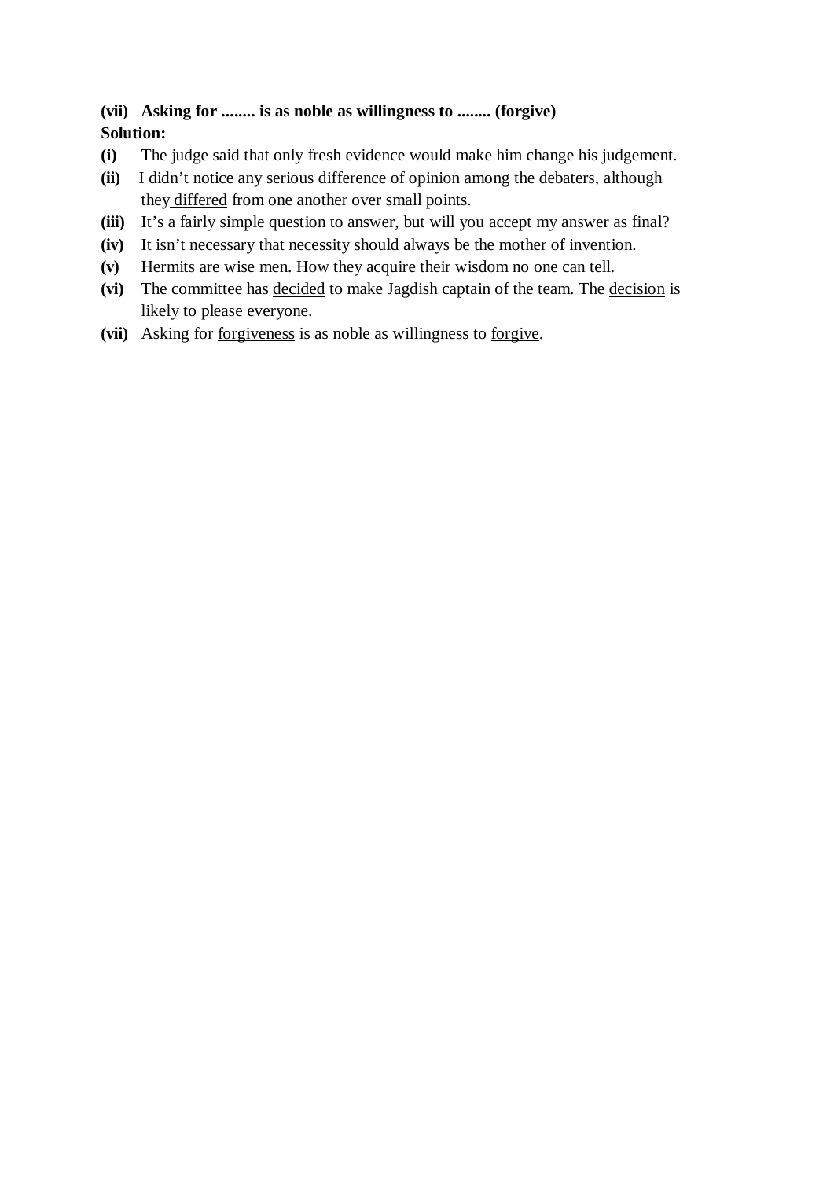**(vii)** **Asking for ........ is as noble as willingness to ........ (forgive)**

**Solution:**

**(i)** The judge said that only fresh evidence would make him change his judgement.

**(ii)** I didn't notice any serious difference of opinion among the debaters, although they differed from one another over small points.

**(iii)** It's a fairly simple question to answer, but will you accept my answer as final?

**(iv)** It isn't necessary that necessity should always be the mother of invention.

**(v)** Hermits are wise men. How they acquire their wisdom no one can tell.

**(vi)** The committee has decided to make Jagdish captain of the team. The decision is likely to please everyone.

**(vii)** Asking for forgiveness is as noble as willingness to forgive.